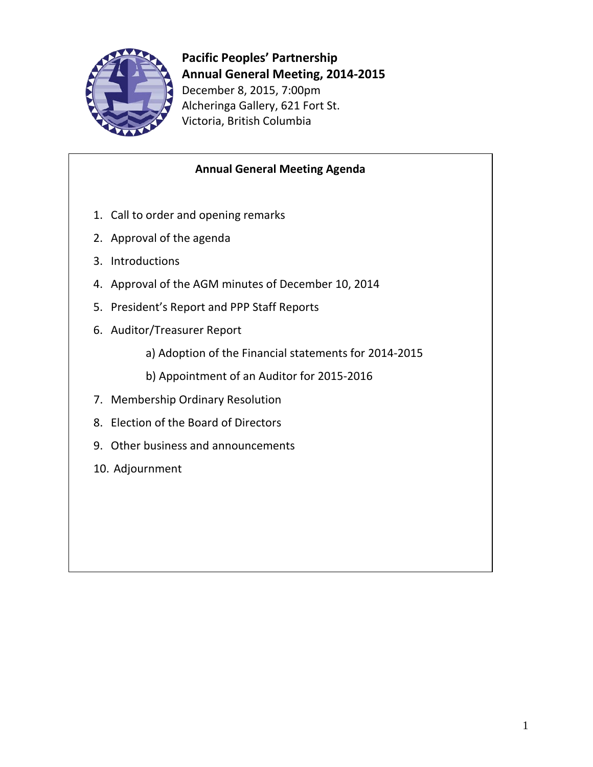# Pacific Peoples' Partnership
## Annual General Meeting, 2014-2015

December 8, 2015, 7:00pm
Alcheringa Gallery, 621 Fort St.
Victoria, British Columbia

### Annual General Meeting Agenda

1. Call to order and opening remarks
2. Approval of the agenda
3. Introductions
4. Approval of the AGM minutes of December 10, 2014
5. President's Report and PPP Staff Reports
6. Auditor/Treasurer Report
    a) Adoption of the Financial statements for 2014-2015
    b) Appointment of an Auditor for 2015-2016
7. Membership Ordinary Resolution
8. Election of the Board of Directors
9. Other business and announcements
10. Adjournment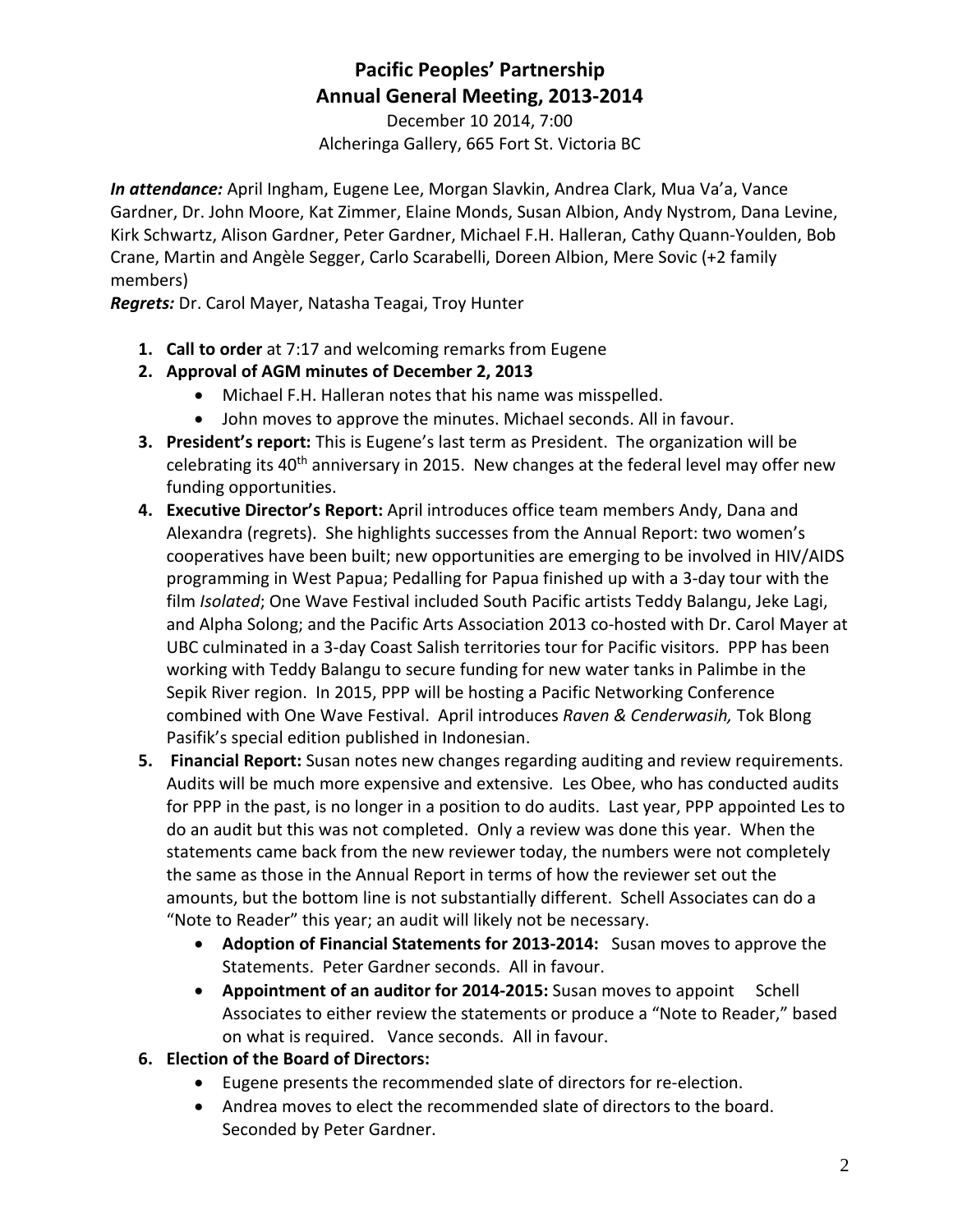# Pacific Peoples' Partnership
## Annual General Meeting, 2013-2014

December 10 2014, 7:00
Alcheringa Gallery, 665 Fort St. Victoria BC

***In attendance:*** April Ingham, Eugene Lee, Morgan Slavkin, Andrea Clark, Mua Va'a, Vance Gardner, Dr. John Moore, Kat Zimmer, Elaine Monds, Susan Albion, Andy Nystrom, Dana Levine, Kirk Schwartz, Alison Gardner, Peter Gardner, Michael F.H. Halleran, Cathy Quann-Youlden, Bob Crane, Martin and Angèle Segger, Carlo Scarabelli, Doreen Albion, Mere Sovic (+2 family members)
***Regrets:*** Dr. Carol Mayer, Natasha Teagai, Troy Hunter

1. **Call to order** at 7:17 and welcoming remarks from Eugene
2. **Approval of AGM minutes of December 2, 2013**
   - Michael F.H. Halleran notes that his name was misspelled.
   - John moves to approve the minutes. Michael seconds. All in favour.
3. **President's report:** This is Eugene's last term as President. The organization will be celebrating its 40th anniversary in 2015. New changes at the federal level may offer new funding opportunities.
4. **Executive Director's Report:** April introduces office team members Andy, Dana and Alexandra (regrets). She highlights successes from the Annual Report: two women's cooperatives have been built; new opportunities are emerging to be involved in HIV/AIDS programming in West Papua; Pedalling for Papua finished up with a 3-day tour with the film *Isolated*; One Wave Festival included South Pacific artists Teddy Balangu, Jeke Lagi, and Alpha Solong; and the Pacific Arts Association 2013 co-hosted with Dr. Carol Mayer at UBC culminated in a 3-day Coast Salish territories tour for Pacific visitors. PPP has been working with Teddy Balangu to secure funding for new water tanks in Palimbe in the Sepik River region. In 2015, PPP will be hosting a Pacific Networking Conference combined with One Wave Festival. April introduces *Raven & Cenderwasih,* Tok Blong Pasifik's special edition published in Indonesian.
5. **Financial Report:** Susan notes new changes regarding auditing and review requirements. Audits will be much more expensive and extensive. Les Obee, who has conducted audits for PPP in the past, is no longer in a position to do audits. Last year, PPP appointed Les to do an audit but this was not completed. Only a review was done this year. When the statements came back from the new reviewer today, the numbers were not completely the same as those in the Annual Report in terms of how the reviewer set out the amounts, but the bottom line is not substantially different. Schell Associates can do a "Note to Reader" this year; an audit will likely not be necessary.
   - **Adoption of Financial Statements for 2013-2014:** Susan moves to approve the Statements. Peter Gardner seconds. All in favour.
   - **Appointment of an auditor for 2014-2015:** Susan moves to appoint Schell Associates to either review the statements or produce a "Note to Reader," based on what is required. Vance seconds. All in favour.
6. **Election of the Board of Directors:**
   - Eugene presents the recommended slate of directors for re-election.
   - Andrea moves to elect the recommended slate of directors to the board. Seconded by Peter Gardner.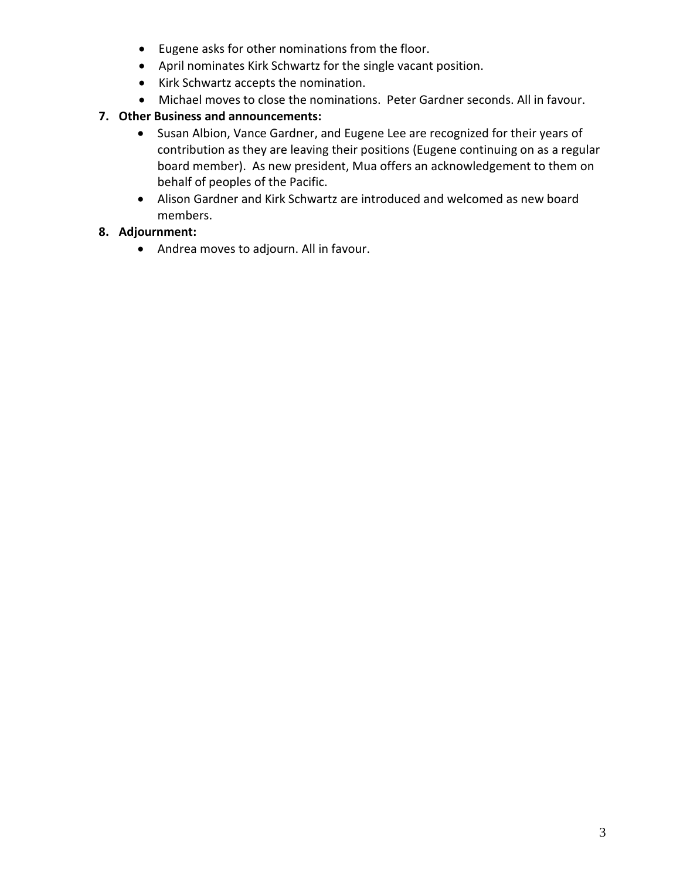- Eugene asks for other nominations from the floor.
- April nominates Kirk Schwartz for the single vacant position.
- Kirk Schwartz accepts the nomination.
- Michael moves to close the nominations. Peter Gardner seconds. All in favour.

7. **Other Business and announcements:**
    - Susan Albion, Vance Gardner, and Eugene Lee are recognized for their years of contribution as they are leaving their positions (Eugene continuing on as a regular board member). As new president, Mua offers an acknowledgement to them on behalf of peoples of the Pacific.
    - Alison Gardner and Kirk Schwartz are introduced and welcomed as new board members.

8. **Adjournment:**
    - Andrea moves to adjourn. All in favour.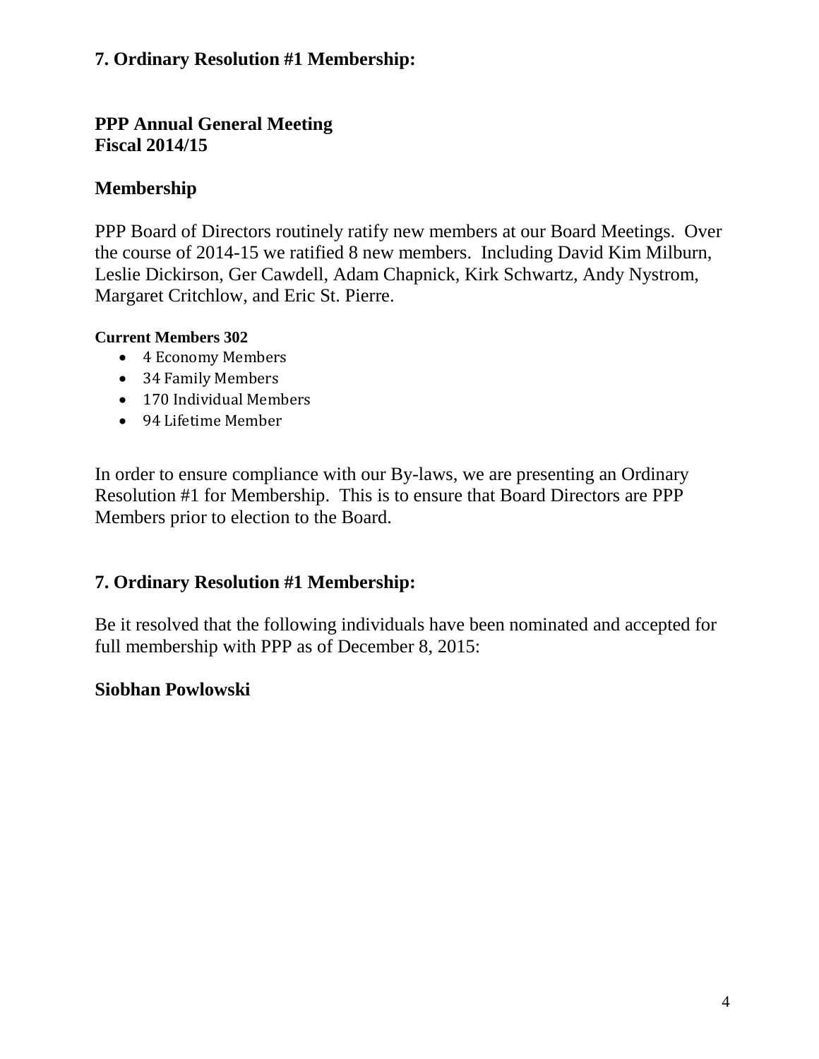## 7. Ordinary Resolution #1 Membership:

## PPP Annual General Meeting
## Fiscal 2014/15

### Membership

PPP Board of Directors routinely ratify new members at our Board Meetings. Over the course of 2014-15 we ratified 8 new members. Including David Kim Milburn, Leslie Dickirson, Ger Cawdell, Adam Chapnick, Kirk Schwartz, Andy Nystrom, Margaret Critchlow, and Eric St. Pierre.

**Current Members 302**

- 4 Economy Members
- 34 Family Members
- 170 Individual Members
- 94 Lifetime Member

In order to ensure compliance with our By-laws, we are presenting an Ordinary Resolution #1 for Membership. This is to ensure that Board Directors are PPP Members prior to election to the Board.

## 7. Ordinary Resolution #1 Membership:

Be it resolved that the following individuals have been nominated and accepted for full membership with PPP as of December 8, 2015:

**Siobhan Powlowski**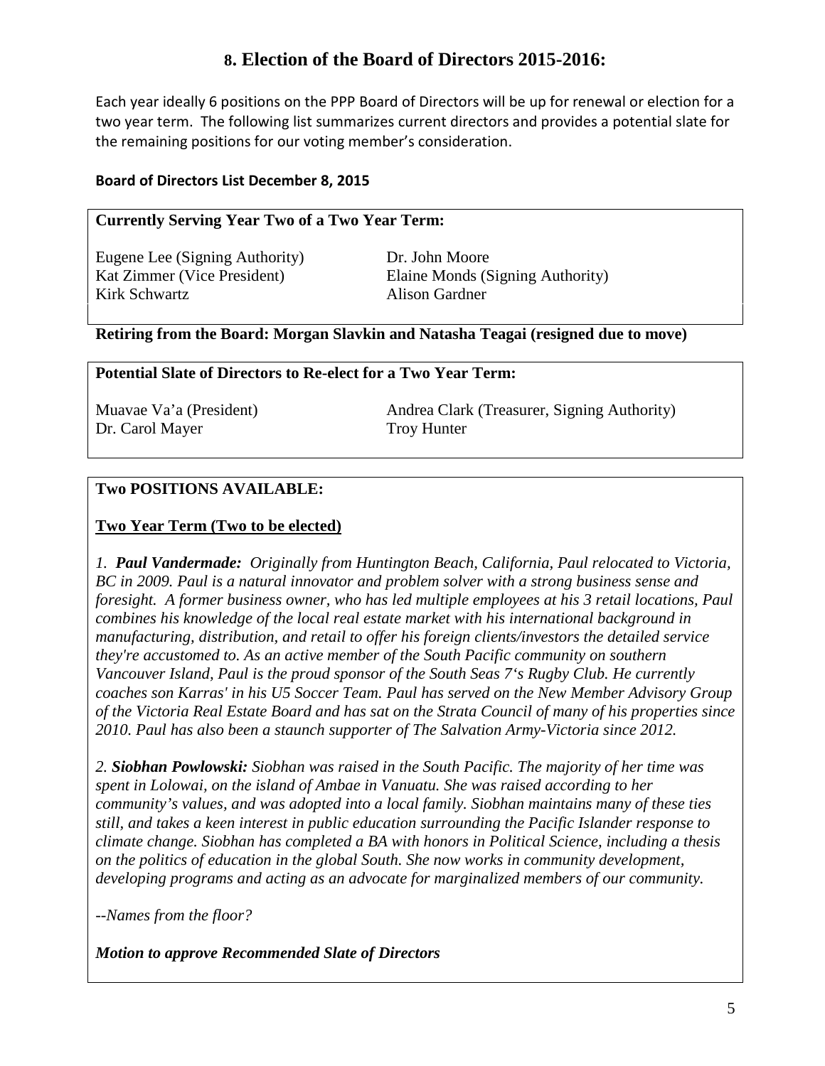# 8. Election of the Board of Directors 2015-2016:

Each year ideally 6 positions on the PPP Board of Directors will be up for renewal or election for a two year term. The following list summarizes current directors and provides a potential slate for the remaining positions for our voting member's consideration.

**Board of Directors List December 8, 2015**

**Currently Serving Year Two of a Two Year Term:**

Eugene Lee (Signing Authority)
Kat Zimmer (Vice President)
Kirk Schwartz
Dr. John Moore
Elaine Monds (Signing Authority)
Alison Gardner

**Retiring from the Board: Morgan Slavkin and Natasha Teagai (resigned due to move)**

**Potential Slate of Directors to Re-elect for a Two Year Term:**

Muavae Va'a (President)
Dr. Carol Mayer
Andrea Clark (Treasurer, Signing Authority)
Troy Hunter

**Two POSITIONS AVAILABLE:**

**Two Year Term (Two to be elected)**

*1. **Paul Vandermade:** Originally from Huntington Beach, California, Paul relocated to Victoria, BC in 2009. Paul is a natural innovator and problem solver with a strong business sense and foresight. A former business owner, who has led multiple employees at his 3 retail locations, Paul combines his knowledge of the local real estate market with his international background in manufacturing, distribution, and retail to offer his foreign clients/investors the detailed service they're accustomed to. As an active member of the South Pacific community on southern Vancouver Island, Paul is the proud sponsor of the South Seas 7's Rugby Club. He currently coaches son Karras' in his U5 Soccer Team. Paul has served on the New Member Advisory Group of the Victoria Real Estate Board and has sat on the Strata Council of many of his properties since 2010. Paul has also been a staunch supporter of The Salvation Army-Victoria since 2012.*

*2. **Siobhan Powlowski:** Siobhan was raised in the South Pacific. The majority of her time was spent in Lolowai, on the island of Ambae in Vanuatu. She was raised according to her community's values, and was adopted into a local family. Siobhan maintains many of these ties still, and takes a keen interest in public education surrounding the Pacific Islander response to climate change. Siobhan has completed a BA with honors in Political Science, including a thesis on the politics of education in the global South. She now works in community development, developing programs and acting as an advocate for marginalized members of our community.*

*--Names from the floor?*

***Motion to approve Recommended Slate of Directors***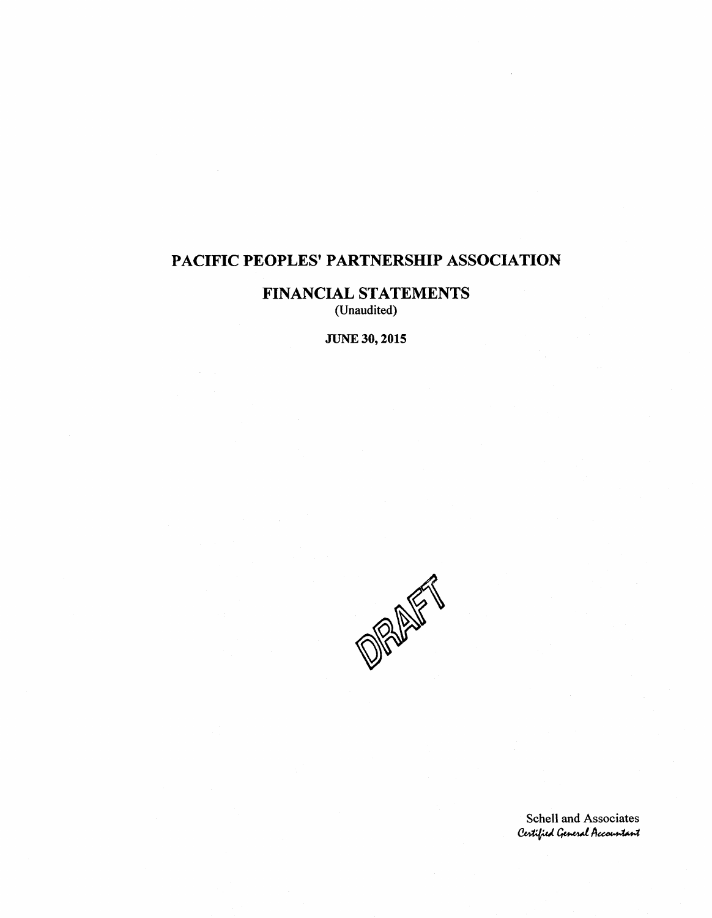# PACIFIC PEOPLES' PARTNERSHIP ASSOCIATION

## FINANCIAL STATEMENTS

(Unaudited)

**JUNE 30, 2015**

DRAFT

Schell and Associates
*Certified General Accountant*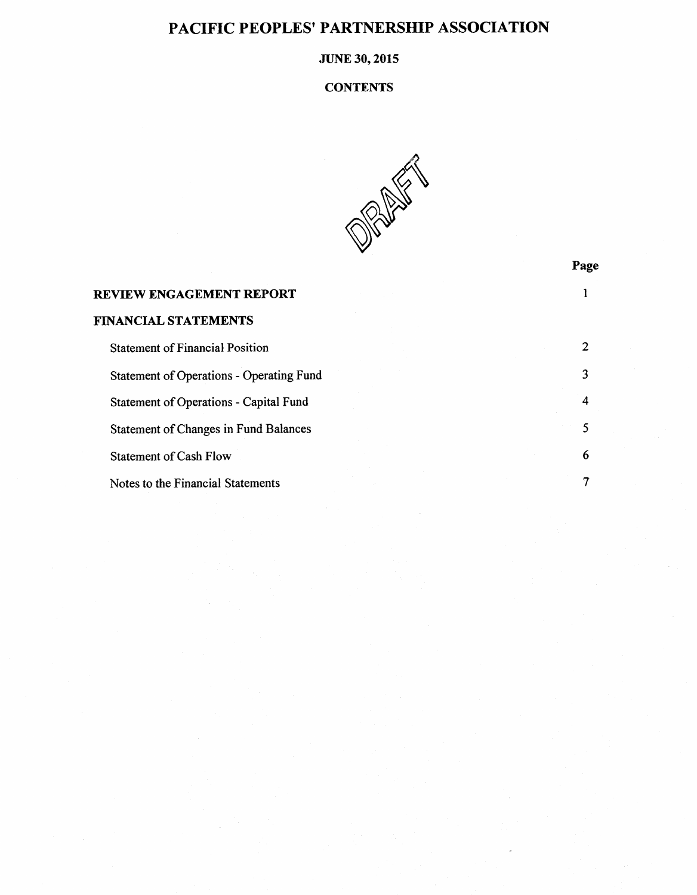# PACIFIC PEOPLES' PARTNERSHIP ASSOCIATION

## JUNE 30, 2015

## CONTENTS

DRAFT

| | Page |
|---|---|
| **REVIEW ENGAGEMENT REPORT** | 1 |
| **FINANCIAL STATEMENTS** | |
| Statement of Financial Position | 2 |
| Statement of Operations - Operating Fund | 3 |
| Statement of Operations - Capital Fund | 4 |
| Statement of Changes in Fund Balances | 5 |
| Statement of Cash Flow | 6 |
| Notes to the Financial Statements | 7 |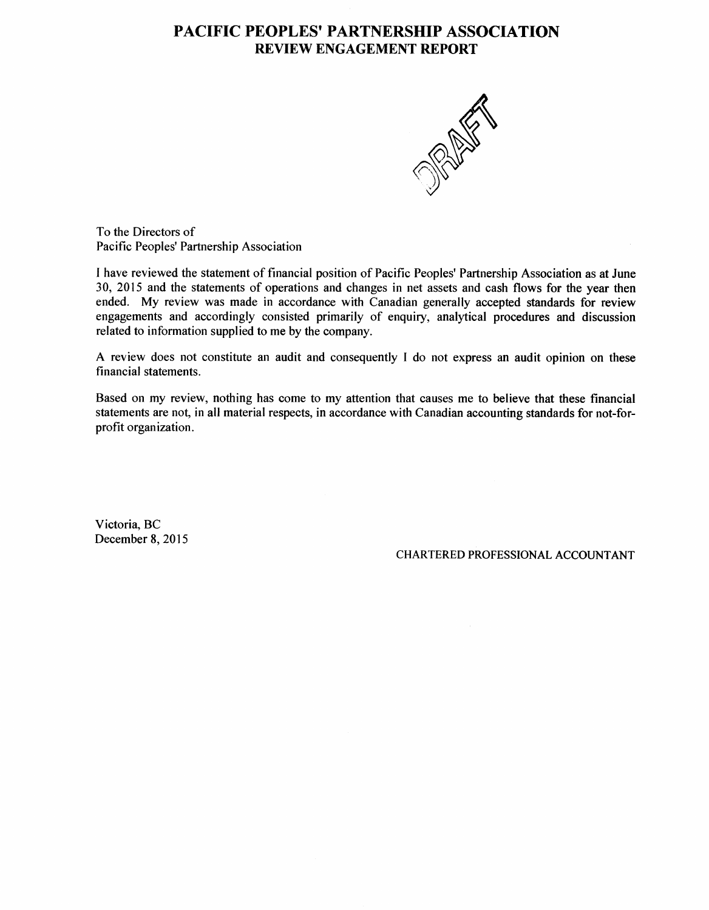# PACIFIC PEOPLES' PARTNERSHIP ASSOCIATION
## REVIEW ENGAGEMENT REPORT

DRAFT

To the Directors of
Pacific Peoples' Partnership Association

I have reviewed the statement of financial position of Pacific Peoples' Partnership Association as at June 30, 2015 and the statements of operations and changes in net assets and cash flows for the year then ended. My review was made in accordance with Canadian generally accepted standards for review engagements and accordingly consisted primarily of enquiry, analytical procedures and discussion related to information supplied to me by the company.

A review does not constitute an audit and consequently I do not express an audit opinion on these financial statements.

Based on my review, nothing has come to my attention that causes me to believe that these financial statements are not, in all material respects, in accordance with Canadian accounting standards for not-for-profit organization.

Victoria, BC
December 8, 2015

CHARTERED PROFESSIONAL ACCOUNTANT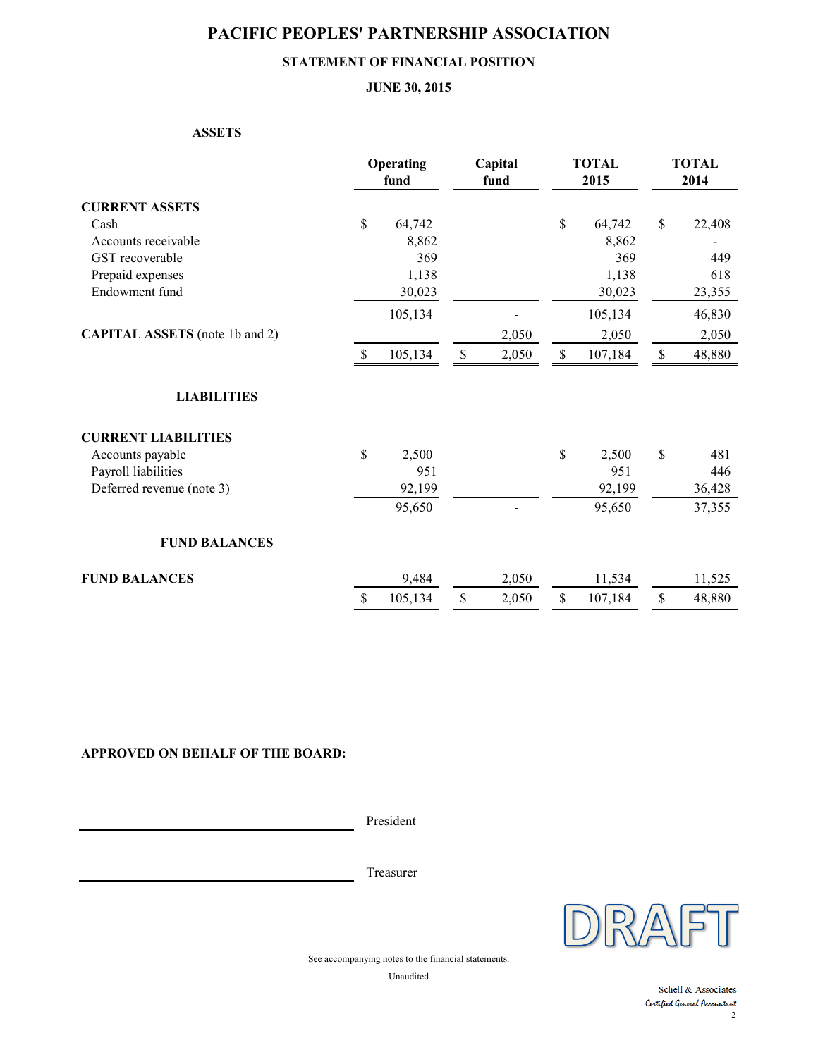# PACIFIC PEOPLES' PARTNERSHIP ASSOCIATION

## STATEMENT OF FINANCIAL POSITION

### JUNE 30, 2015

**ASSETS**

| | Operating fund | Capital fund | TOTAL 2015 | TOTAL 2014 |
|---|---|---|---|---|
| **CURRENT ASSETS** | | | | |
| Cash | $ 64,742 | | $ 64,742 | $ 22,408 |
| Accounts receivable | 8,862 | | 8,862 | - |
| GST recoverable | 369 | | 369 | 449 |
| Prepaid expenses | 1,138 | | 1,138 | 618 |
| Endowment fund | 30,023 | | 30,023 | 23,355 |
| | 105,134 | - | 105,134 | 46,830 |
| **CAPITAL ASSETS** (note 1b and 2) | | 2,050 | 2,050 | 2,050 |
| | $ 105,134 | $ 2,050 | $ 107,184 | $ 48,880 |

**LIABILITIES**

| | Operating fund | Capital fund | TOTAL 2015 | TOTAL 2014 |
|---|---|---|---|---|
| **CURRENT LIABILITIES** | | | | |
| Accounts payable | $ 2,500 | | $ 2,500 | $ 481 |
| Payroll liabilities | 951 | | 951 | 446 |
| Deferred revenue (note 3) | 92,199 | | 92,199 | 36,428 |
| | 95,650 | - | 95,650 | 37,355 |
| **FUND BALANCES** | | | | |
| **FUND BALANCES** | 9,484 | 2,050 | 11,534 | 11,525 |
| | $ 105,134 | $ 2,050 | $ 107,184 | $ 48,880 |

**APPROVED ON BEHALF OF THE BOARD:**

_______________________________ President

_______________________________ Treasurer

DRAFT

See accompanying notes to the financial statements.

Unaudited

Schell & Associates
Certified General Accountant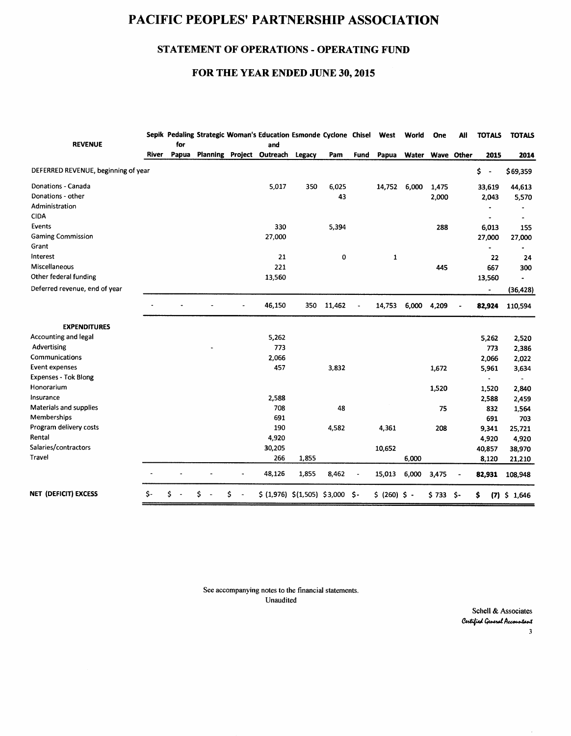# PACIFIC PEOPLES' PARTNERSHIP ASSOCIATION

## STATEMENT OF OPERATIONS - OPERATING FUND

### FOR THE YEAR ENDED JUNE 30, 2015

| REVENUE | Sepik River | Pedaling for Papua | Strategic Planning | Woman's Project | Education and Outreach | Esmonde Legacy | Cyclone Pam | Chisel Fund | West Papua | World Water | One Wave | All Other | TOTALS 2015 | TOTALS 2014 |
|---|---|---|---|---|---|---|---|---|---|---|---|---|---|---|
| DEFERRED REVENUE, beginning of year | | | | | | | | | | | | | $ - | $69,359 |
| Donations - Canada | | | | | 5,017 | 350 | 6,025 | | 14,752 | 6,000 | 1,475 | | 33,619 | 44,613 |
| Donations - other | | | | | | | 43 | | | | 2,000 | | 2,043 | 5,570 |
| Administration | | | | | | | | | | | | | - | - |
| CIDA | | | | | | | | | | | | | - | - |
| Events | | | | | 330 | | 5,394 | | | | 288 | | 6,013 | 155 |
| Gaming Commission | | | | | 27,000 | | | | | | | | 27,000 | 27,000 |
| Grant | | | | | | | | | | | | | - | - |
| Interest | | | | | 21 | | 0 | | 1 | | | | 22 | 24 |
| Miscellaneous | | | | | 221 | | | | | | 445 | | 667 | 300 |
| Other federal funding | | | | | 13,560 | | | | | | | | 13,560 | - |
| Deferred revenue, end of year | | | | | | | | | | | | | - | (36,428) |
| | - | - | - | - | 46,150 | 350 | 11,462 | - | 14,753 | 6,000 | 4,209 | - | **82,924** | 110,594 |
| **EXPENDITURES** | | | | | | | | | | | | | | |
| Accounting and legal | | | | | 5,262 | | | | | | | | 5,262 | 2,520 |
| Advertising | | | - | | 773 | | | | | | | | 773 | 2,386 |
| Communications | | | | | 2,066 | | | | | | | | 2,066 | 2,022 |
| Event expenses | | | | | 457 | | 3,832 | | | | 1,672 | | 5,961 | 3,634 |
| Expenses - Tok Blong | | | | | | | | | | | | | - | - |
| Honorarium | | | | | | | | | | | 1,520 | | 1,520 | 2,840 |
| Insurance | | | | | 2,588 | | | | | | | | 2,588 | 2,459 |
| Materials and supplies | | | | | 708 | | 48 | | | | 75 | | 832 | 1,564 |
| Memberships | | | | | 691 | | | | | | | | 691 | 703 |
| Program delivery costs | | | | | 190 | | 4,582 | | 4,361 | | 208 | | 9,341 | 25,721 |
| Rental | | | | | 4,920 | | | | | | | | 4,920 | 4,920 |
| Salaries/contractors | | | | | 30,205 | | | | 10,652 | | | | 40,857 | 38,970 |
| Travel | | | | | 266 | 1,855 | | | | 6,000 | | | 8,120 | 21,210 |
| | - | - | - | - | 48,126 | 1,855 | 8,462 | - | 15,013 | 6,000 | 3,475 | - | **82,931** | 108,948 |
| **NET (DEFICIT) EXCESS** | $- | $ - | $ - | $ - | $ (1,976) | $(1,505) | $3,000 | $- | $ (260) | $ - | $ 733 | $- | $ (7) | $ 1,646 |

See accompanying notes to the financial statements.
Unaudited

Schell & Associates
*Certified General Accountant*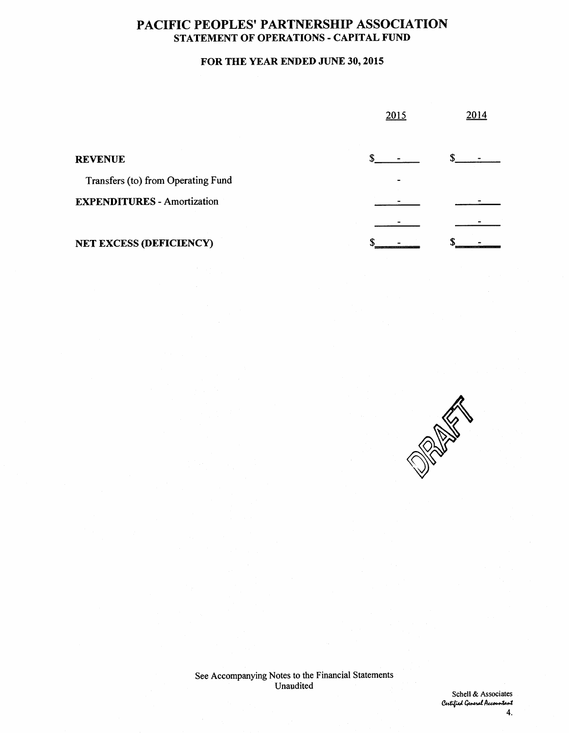# PACIFIC PEOPLES' PARTNERSHIP ASSOCIATION
## STATEMENT OF OPERATIONS - CAPITAL FUND

### FOR THE YEAR ENDED JUNE 30, 2015

| | 2015 | 2014 |
|---|---|---|
| **REVENUE** | $ - | $ - |
| Transfers (to) from Operating Fund | - | |
| **EXPENDITURES** - Amortization | - | - |
| | - | - |
| **NET EXCESS (DEFICIENCY)** | $ - | $ - |

DRAFT

See Accompanying Notes to the Financial Statements
Unaudited

Schell & Associates
*Certified General Accountant*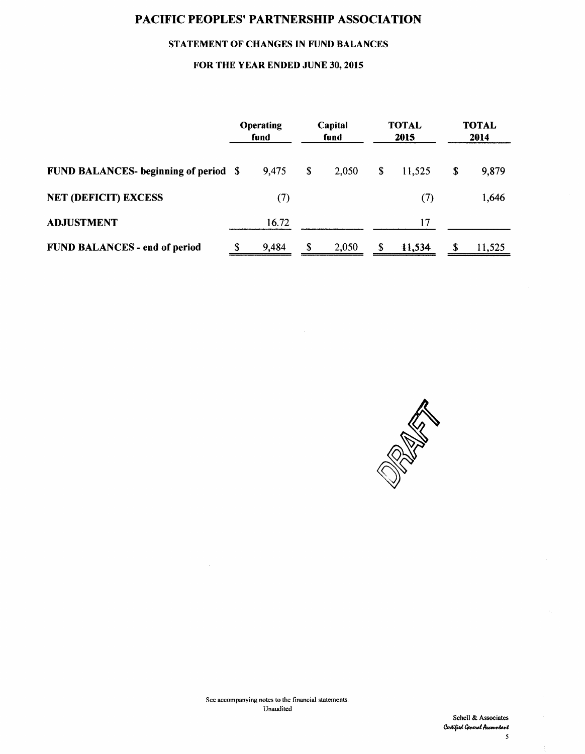# PACIFIC PEOPLES' PARTNERSHIP ASSOCIATION

## STATEMENT OF CHANGES IN FUND BALANCES

### FOR THE YEAR ENDED JUNE 30, 2015

| | Operating fund | Capital fund | TOTAL 2015 | TOTAL 2014 |
|---|---|---|---|---|
| **FUND BALANCES- beginning of period** | $ 9,475 | $ 2,050 | $ 11,525 | $ 9,879 |
| **NET (DEFICIT) EXCESS** | (7) | | (7) | 1,646 |
| **ADJUSTMENT** | 16.72 | | 17 | |
| **FUND BALANCES - end of period** | $ 9,484 | $ 2,050 | $ 11,534 | $ 11,525 |

DRAFT

See accompanying notes to the financial statements.
Unaudited

Schell & Associates
*Certified General Accountant*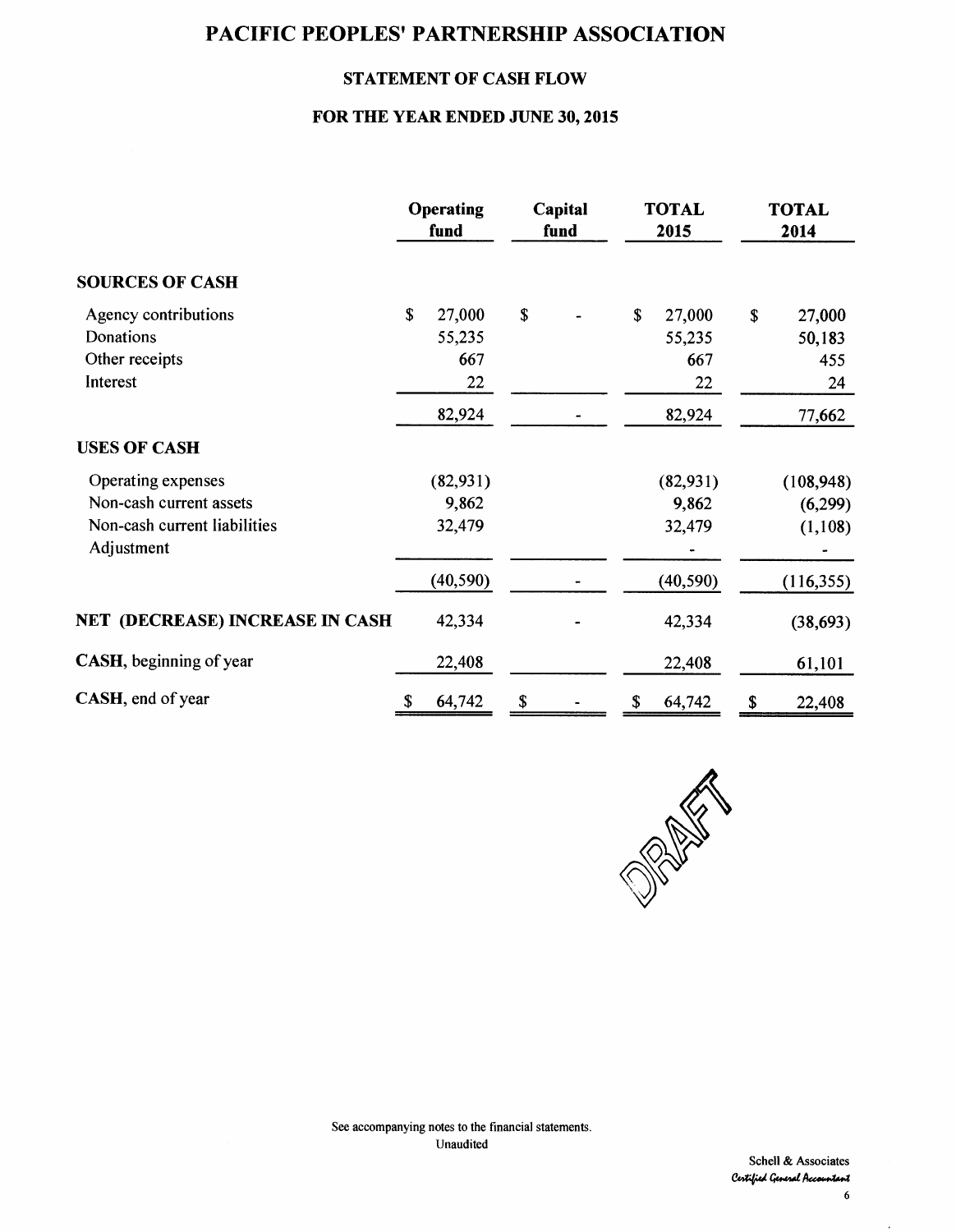# PACIFIC PEOPLES' PARTNERSHIP ASSOCIATION

## STATEMENT OF CASH FLOW

### FOR THE YEAR ENDED JUNE 30, 2015

| | Operating fund | Capital fund | TOTAL 2015 | TOTAL 2014 |
|---|---|---|---|---|
| **SOURCES OF CASH** | | | | |
| Agency contributions | $ 27,000 | $ - | $ 27,000 | $ 27,000 |
| Donations | 55,235 | | 55,235 | 50,183 |
| Other receipts | 667 | | 667 | 455 |
| Interest | 22 | | 22 | 24 |
| | 82,924 | - | 82,924 | 77,662 |
| **USES OF CASH** | | | | |
| Operating expenses | (82,931) | | (82,931) | (108,948) |
| Non-cash current assets | 9,862 | | 9,862 | (6,299) |
| Non-cash current liabilities | 32,479 | | 32,479 | (1,108) |
| Adjustment | | | - | - |
| | (40,590) | - | (40,590) | (116,355) |
| **NET (DECREASE) INCREASE IN CASH** | 42,334 | - | 42,334 | (38,693) |
| **CASH**, beginning of year | 22,408 | | 22,408 | 61,101 |
| **CASH**, end of year | $ 64,742 | $ - | $ 64,742 | $ 22,408 |

DRAFT

See accompanying notes to the financial statements.
Unaudited

Schell & Associates
*Certified General Accountant*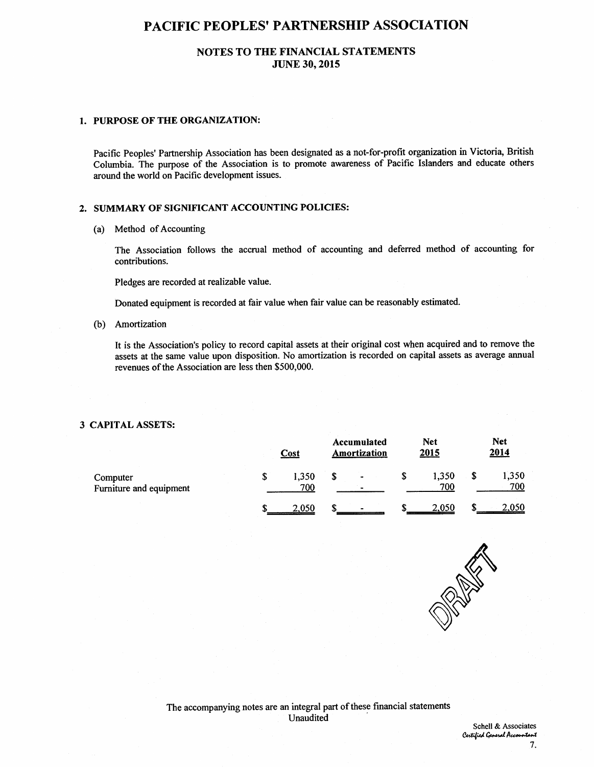# PACIFIC PEOPLES' PARTNERSHIP ASSOCIATION

## NOTES TO THE FINANCIAL STATEMENTS
## JUNE 30, 2015

### 1. PURPOSE OF THE ORGANIZATION:

Pacific Peoples' Partnership Association has been designated as a not-for-profit organization in Victoria, British Columbia. The purpose of the Association is to promote awareness of Pacific Islanders and educate others around the world on Pacific development issues.

### 2. SUMMARY OF SIGNIFICANT ACCOUNTING POLICIES:

(a) Method of Accounting

The Association follows the accrual method of accounting and deferred method of accounting for contributions.

Pledges are recorded at realizable value.

Donated equipment is recorded at fair value when fair value can be reasonably estimated.

(b) Amortization

It is the Association's policy to record capital assets at their original cost when acquired and to remove the assets at the same value upon disposition. No amortization is recorded on capital assets as average annual revenues of the Association are less then $500,000.

### 3 CAPITAL ASSETS:

| | Cost | Accumulated Amortization | Net 2015 | Net 2014 |
|---|---|---|---|---|
| Computer | $ 1,350 | $ - | $ 1,350 | $ 1,350 |
| Furniture and equipment | 700 | - | 700 | 700 |
| | $ 2,050 | $ - | $ 2,050 | $ 2,050 |

DRAFT

The accompanying notes are an integral part of these financial statements
Unaudited

Schell & Associates
*Certified General Accountant*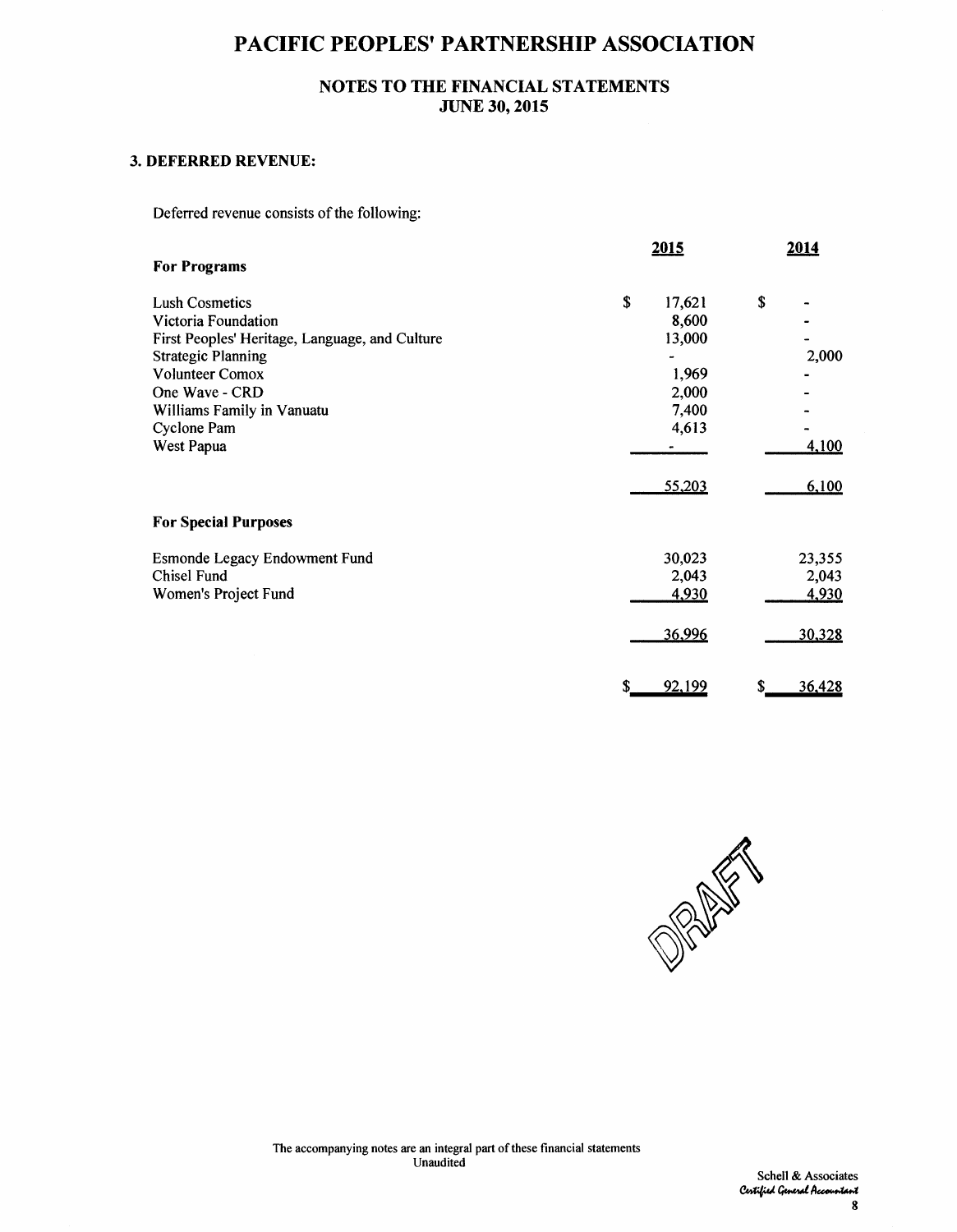# PACIFIC PEOPLES' PARTNERSHIP ASSOCIATION

## NOTES TO THE FINANCIAL STATEMENTS
## JUNE 30, 2015

### 3. DEFERRED REVENUE:

Deferred revenue consists of the following:

| | 2015 | 2014 |
|---|---|---|
| **For Programs** | | |
| Lush Cosmetics | $ 17,621 | $ - |
| Victoria Foundation | 8,600 | - |
| First Peoples' Heritage, Language, and Culture | 13,000 | - |
| Strategic Planning | - | 2,000 |
| Volunteer Comox | 1,969 | - |
| One Wave - CRD | 2,000 | - |
| Williams Family in Vanuatu | 7,400 | - |
| Cyclone Pam | 4,613 | - |
| West Papua | - | 4,100 |
| | 55,203 | 6,100 |
| **For Special Purposes** | | |
| Esmonde Legacy Endowment Fund | 30,023 | 23,355 |
| Chisel Fund | 2,043 | 2,043 |
| Women's Project Fund | 4,930 | 4,930 |
| | 36,996 | 30,328 |
| | $ 92,199 | $ 36,428 |

DRAFT

The accompanying notes are an integral part of these financial statements
Unaudited

Schell & Associates
*Certified General Accountant*